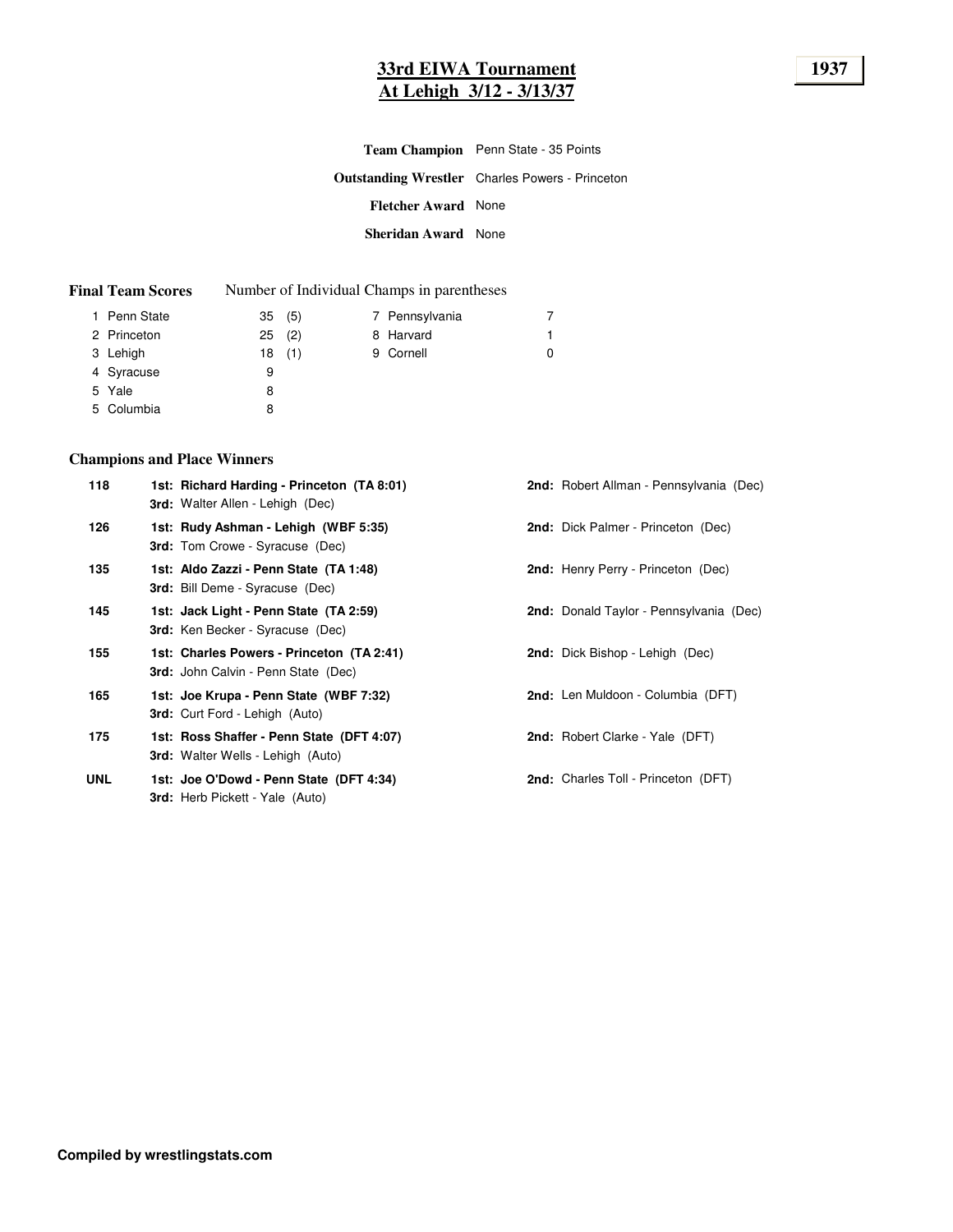# 33rd EIWA Tournament
## At Lehigh 3/12 - 3/13/37

**1937**

**Team Champion** Penn State - 35 Points

**Outstanding Wrestler** Charles Powers - Princeton

**Fletcher Award** None

**Sheridan Award** None

**Final Team Scores** Number of Individual Champs in parentheses

| Rank | Team | Points | Champs | Rank | Team | Points |
|---|---|---|---|---|---|---|
| 1 | Penn State | 35 | (5) | 7 | Pennsylvania | 7 |
| 2 | Princeton | 25 | (2) | 8 | Harvard | 1 |
| 3 | Lehigh | 18 | (1) | 9 | Cornell | 0 |
| 4 | Syracuse | 9 | | | | |
| 5 | Yale | 8 | | | | |
| 5 | Columbia | 8 | | | | |

### Champions and Place Winners

| Weight | 1st / 3rd | 2nd |
|---|---|---|
| 118 | **1st: Richard Harding - Princeton (TA 8:01)**<br>**3rd:** Walter Allen - Lehigh (Dec) | **2nd:** Robert Allman - Pennsylvania (Dec) |
| 126 | **1st: Rudy Ashman - Lehigh (WBF 5:35)**<br>**3rd:** Tom Crowe - Syracuse (Dec) | **2nd:** Dick Palmer - Princeton (Dec) |
| 135 | **1st: Aldo Zazzi - Penn State (TA 1:48)**<br>**3rd:** Bill Deme - Syracuse (Dec) | **2nd:** Henry Perry - Princeton (Dec) |
| 145 | **1st: Jack Light - Penn State (TA 2:59)**<br>**3rd:** Ken Becker - Syracuse (Dec) | **2nd:** Donald Taylor - Pennsylvania (Dec) |
| 155 | **1st: Charles Powers - Princeton (TA 2:41)**<br>**3rd:** John Calvin - Penn State (Dec) | **2nd:** Dick Bishop - Lehigh (Dec) |
| 165 | **1st: Joe Krupa - Penn State (WBF 7:32)**<br>**3rd:** Curt Ford - Lehigh (Auto) | **2nd:** Len Muldoon - Columbia (DFT) |
| 175 | **1st: Ross Shaffer - Penn State (DFT 4:07)**<br>**3rd:** Walter Wells - Lehigh (Auto) | **2nd:** Robert Clarke - Yale (DFT) |
| UNL | **1st: Joe O'Dowd - Penn State (DFT 4:34)**<br>**3rd:** Herb Pickett - Yale (Auto) | **2nd:** Charles Toll - Princeton (DFT) |

**Compiled by wrestlingstats.com**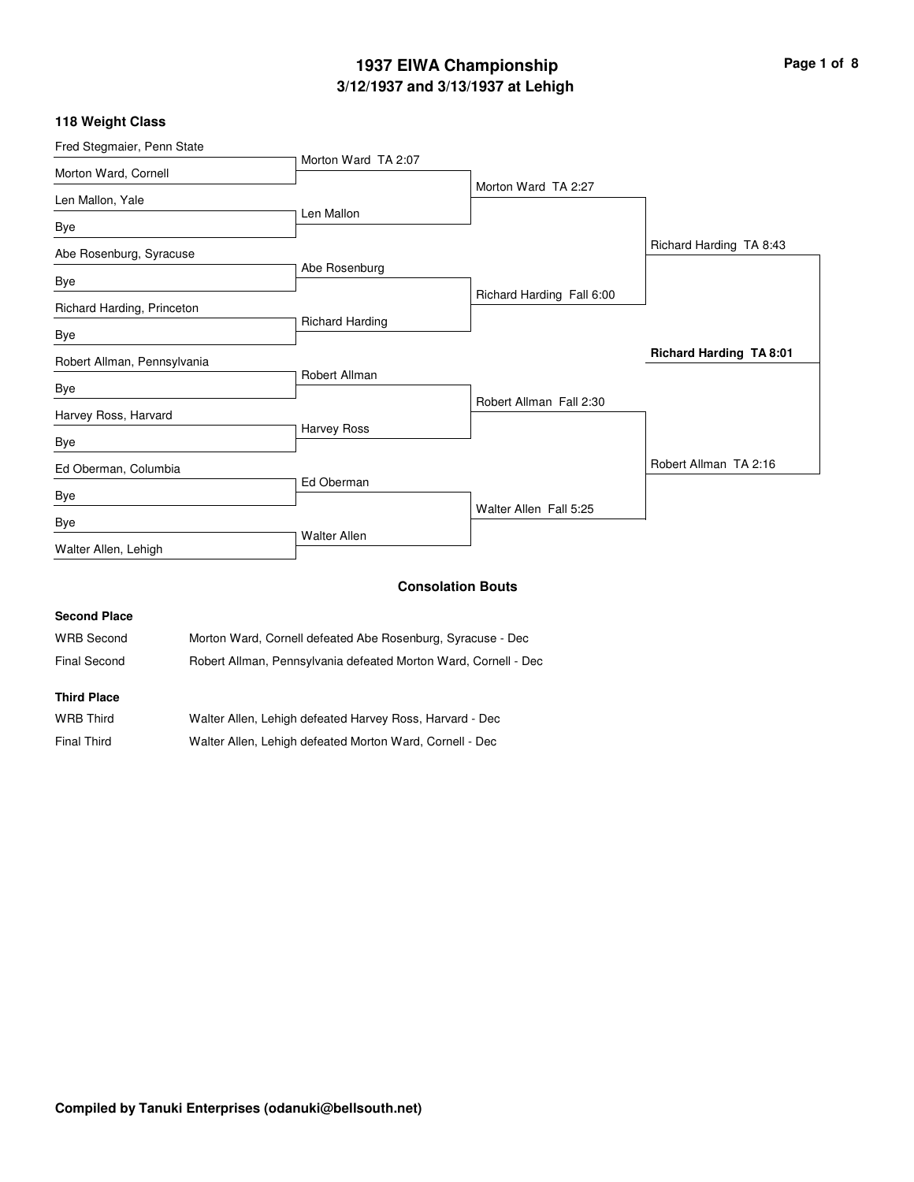# 1937 EIWA Championship

## 3/12/1937 and 3/13/1937 at Lehigh

### 118 Weight Class

| First Round | Quarterfinals | Semifinals | Finals | Champion |
|---|---|---|---|---|
| Fred Stegmaier, Penn State | Morton Ward TA 2:07 | Morton Ward TA 2:27 | Richard Harding TA 8:43 | **Richard Harding TA 8:01** |
| Morton Ward, Cornell | | | | |
| Len Mallon, Yale | Len Mallon | | | |
| Bye | | | | |
| Abe Rosenburg, Syracuse | Abe Rosenburg | Richard Harding Fall 6:00 | | |
| Bye | | | | |
| Richard Harding, Princeton | Richard Harding | | | |
| Bye | | | | |
| Robert Allman, Pennsylvania | Robert Allman | Robert Allman Fall 2:30 | Robert Allman TA 2:16 | |
| Bye | | | | |
| Harvey Ross, Harvard | Harvey Ross | | | |
| Bye | | | | |
| Ed Oberman, Columbia | Ed Oberman | Walter Allen Fall 5:25 | | |
| Bye | | | | |
| Bye | Walter Allen | | | |
| Walter Allen, Lehigh | | | | |

### Consolation Bouts

**Second Place**

| | |
|---|---|
| WRB Second | Morton Ward, Cornell defeated Abe Rosenburg, Syracuse - Dec |
| Final Second | Robert Allman, Pennsylvania defeated Morton Ward, Cornell - Dec |

**Third Place**

| | |
|---|---|
| WRB Third | Walter Allen, Lehigh defeated Harvey Ross, Harvard - Dec |
| Final Third | Walter Allen, Lehigh defeated Morton Ward, Cornell - Dec |

Compiled by Tanuki Enterprises (odanuki@bellsouth.net)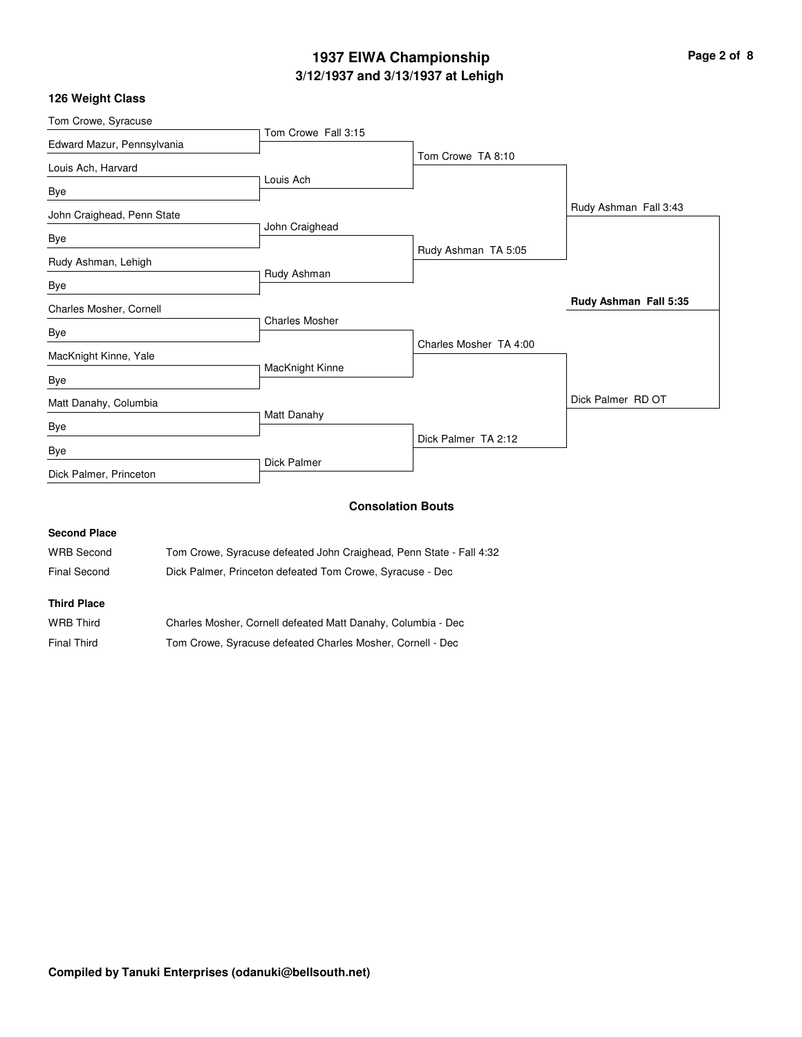# 1937 EIWA Championship

## 3/12/1937 and 3/13/1937 at Lehigh

### 126 Weight Class

**First Round**

| Wrestler 1 | Wrestler 2 | Result |
| --- | --- | --- |
| Tom Crowe, Syracuse | Edward Mazur, Pennsylvania | Tom Crowe Fall 3:15 |
| Louis Ach, Harvard | Bye | Louis Ach |
| John Craighead, Penn State | Bye | John Craighead |
| Rudy Ashman, Lehigh | Bye | Rudy Ashman |
| Charles Mosher, Cornell | Bye | Charles Mosher |
| MacKnight Kinne, Yale | Bye | MacKnight Kinne |
| Matt Danahy, Columbia | Bye | Matt Danahy |
| Bye | Dick Palmer, Princeton | Dick Palmer |

**Quarterfinals**

- Tom Crowe TA 8:10
- Rudy Ashman TA 5:05
- Charles Mosher TA 4:00
- Dick Palmer TA 2:12

**Semifinals**

- Rudy Ashman Fall 3:43
- Dick Palmer RD OT

**Final**

- **Rudy Ashman Fall 5:35**

### Consolation Bouts

**Second Place**

| | |
| --- | --- |
| WRB Second | Tom Crowe, Syracuse defeated John Craighead, Penn State - Fall 4:32 |
| Final Second | Dick Palmer, Princeton defeated Tom Crowe, Syracuse - Dec |

**Third Place**

| | |
| --- | --- |
| WRB Third | Charles Mosher, Cornell defeated Matt Danahy, Columbia - Dec |
| Final Third | Tom Crowe, Syracuse defeated Charles Mosher, Cornell - Dec |

**Compiled by Tanuki Enterprises (odanuki@bellsouth.net)**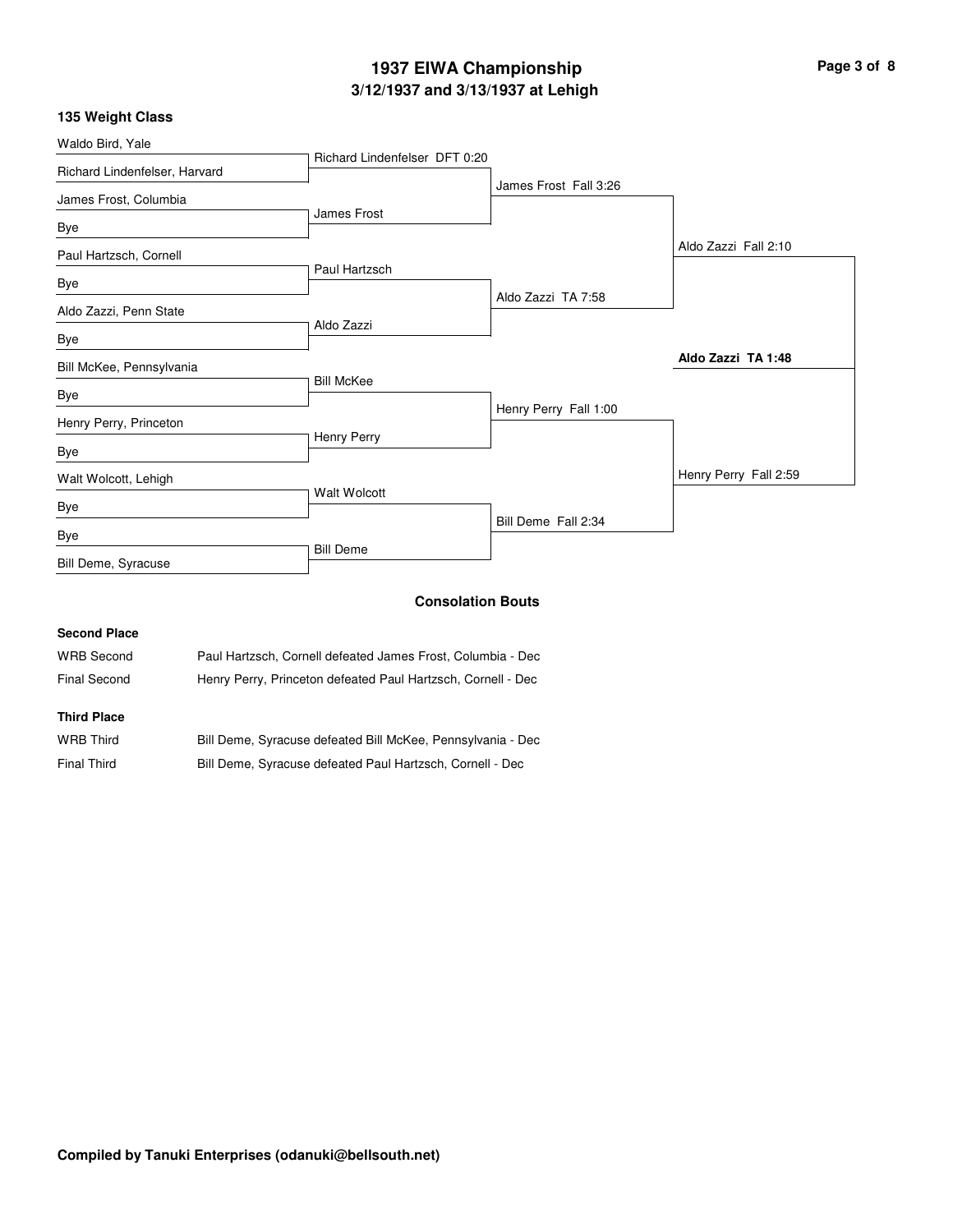# 1937 EIWA Championship

## 3/12/1937 and 3/13/1937 at Lehigh

### 135 Weight Class

**First Round**

- Waldo Bird, Yale vs. Richard Lindenfelser, Harvard — Richard Lindenfelser DFT 0:20
- James Frost, Columbia vs. Bye — James Frost
- Paul Hartzsch, Cornell vs. Bye — Paul Hartzsch
- Aldo Zazzi, Penn State vs. Bye — Aldo Zazzi
- Bill McKee, Pennsylvania vs. Bye — Bill McKee
- Henry Perry, Princeton vs. Bye — Henry Perry
- Walt Wolcott, Lehigh vs. Bye — Walt Wolcott
- Bye vs. Bill Deme, Syracuse — Bill Deme

**Quarterfinals**

- James Frost Fall 3:26
- Aldo Zazzi TA 7:58
- Henry Perry Fall 1:00
- Bill Deme Fall 2:34

**Semifinals**

- Aldo Zazzi Fall 2:10
- Henry Perry Fall 2:59

**Final**

- **Aldo Zazzi TA 1:48**

### Consolation Bouts

#### Second Place

| | |
|---|---|
| WRB Second | Paul Hartzsch, Cornell defeated James Frost, Columbia - Dec |
| Final Second | Henry Perry, Princeton defeated Paul Hartzsch, Cornell - Dec |

#### Third Place

| | |
|---|---|
| WRB Third | Bill Deme, Syracuse defeated Bill McKee, Pennsylvania - Dec |
| Final Third | Bill Deme, Syracuse defeated Paul Hartzsch, Cornell - Dec |

**Compiled by Tanuki Enterprises (odanuki@bellsouth.net)**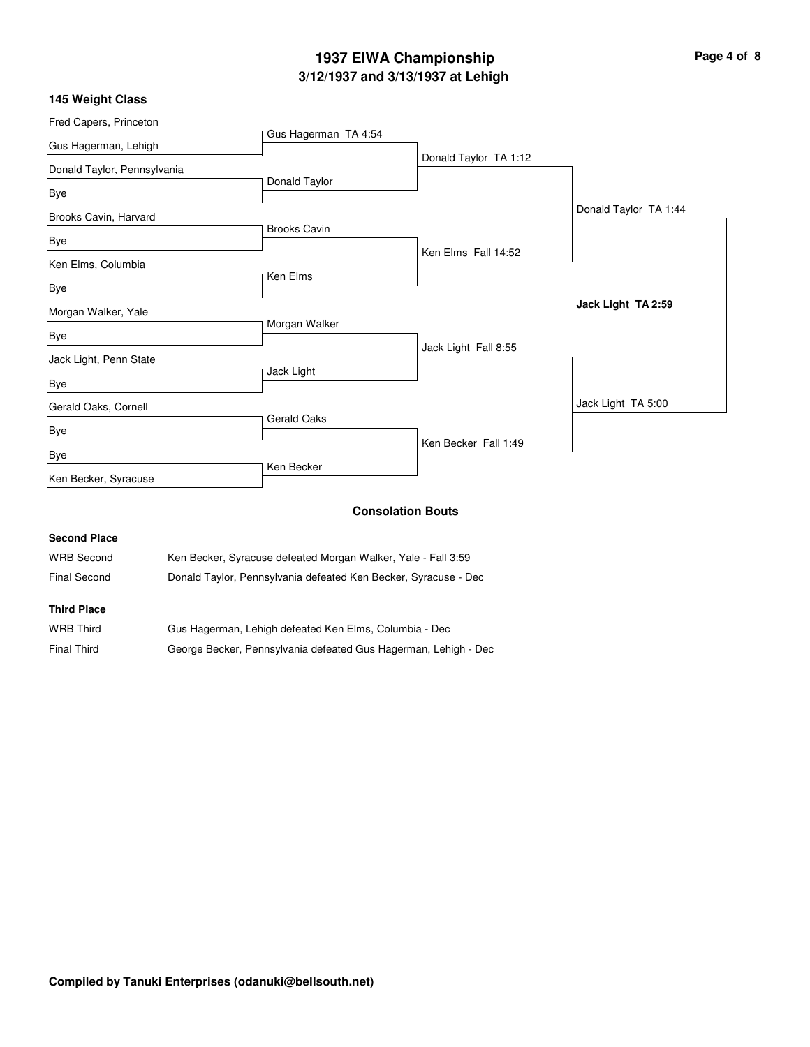# 1937 EIWA Championship

## 3/12/1937 and 3/13/1937 at Lehigh

### 145 Weight Class

| First Round | Quarterfinals | Semifinals | Finals |
| --- | --- | --- | --- |
| Fred Capers, Princeton | | | |
| Gus Hagerman, Lehigh | Gus Hagerman TA 4:54 | | |
| Donald Taylor, Pennsylvania | | Donald Taylor TA 1:12 | |
| Bye | Donald Taylor | | |
| Brooks Cavin, Harvard | | | Donald Taylor TA 1:44 |
| Bye | Brooks Cavin | | |
| Ken Elms, Columbia | | Ken Elms Fall 14:52 | |
| Bye | Ken Elms | | |
| Morgan Walker, Yale | | | **Jack Light TA 2:59** |
| Bye | Morgan Walker | | |
| Jack Light, Penn State | | Jack Light Fall 8:55 | |
| Bye | Jack Light | | |
| Gerald Oaks, Cornell | | | Jack Light TA 5:00 |
| Bye | Gerald Oaks | | |
| Bye | | Ken Becker Fall 1:49 | |
| Ken Becker, Syracuse | Ken Becker | | |

### Consolation Bouts

**Second Place**

| | |
| --- | --- |
| WRB Second | Ken Becker, Syracuse defeated Morgan Walker, Yale - Fall 3:59 |
| Final Second | Donald Taylor, Pennsylvania defeated Ken Becker, Syracuse - Dec |

**Third Place**

| | |
| --- | --- |
| WRB Third | Gus Hagerman, Lehigh defeated Ken Elms, Columbia - Dec |
| Final Third | George Becker, Pennsylvania defeated Gus Hagerman, Lehigh - Dec |

**Compiled by Tanuki Enterprises (odanuki@bellsouth.net)**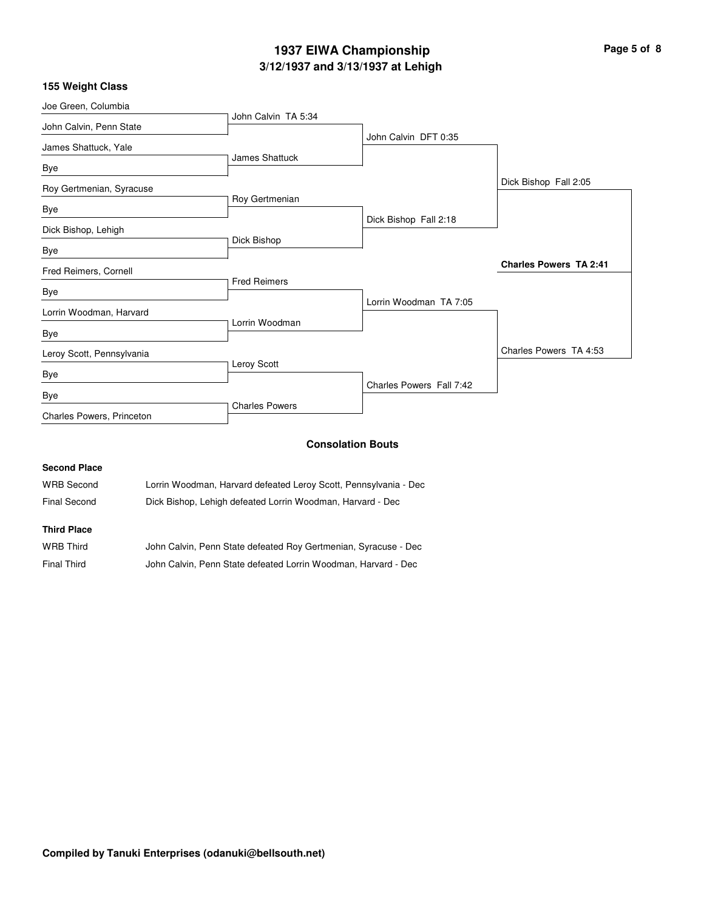# 1937 EIWA Championship

## 3/12/1937 and 3/13/1937 at Lehigh

### 155 Weight Class

| First Round | Quarterfinals | Semifinals | Finals |
| --- | --- | --- | --- |
| Joe Green, Columbia | John Calvin TA 5:34 | John Calvin DFT 0:35 | Dick Bishop Fall 2:05 |
| John Calvin, Penn State | | | |
| James Shattuck, Yale | James Shattuck | | |
| Bye | | | |
| Roy Gertmenian, Syracuse | Roy Gertmenian | Dick Bishop Fall 2:18 | |
| Bye | | | |
| Dick Bishop, Lehigh | Dick Bishop | | |
| Bye | | | |
| Fred Reimers, Cornell | Fred Reimers | Lorrin Woodman TA 7:05 | Charles Powers TA 4:53 |
| Bye | | | |
| Lorrin Woodman, Harvard | Lorrin Woodman | | |
| Bye | | | |
| Leroy Scott, Pennsylvania | Leroy Scott | Charles Powers Fall 7:42 | |
| Bye | | | |
| Bye | Charles Powers | | |
| Charles Powers, Princeton | | | |

**Champion: Charles Powers TA 2:41**

### Consolation Bouts

**Second Place**

| | |
| --- | --- |
| WRB Second | Lorrin Woodman, Harvard defeated Leroy Scott, Pennsylvania - Dec |
| Final Second | Dick Bishop, Lehigh defeated Lorrin Woodman, Harvard - Dec |

**Third Place**

| | |
| --- | --- |
| WRB Third | John Calvin, Penn State defeated Roy Gertmenian, Syracuse - Dec |
| Final Third | John Calvin, Penn State defeated Lorrin Woodman, Harvard - Dec |

**Compiled by Tanuki Enterprises (odanuki@bellsouth.net)**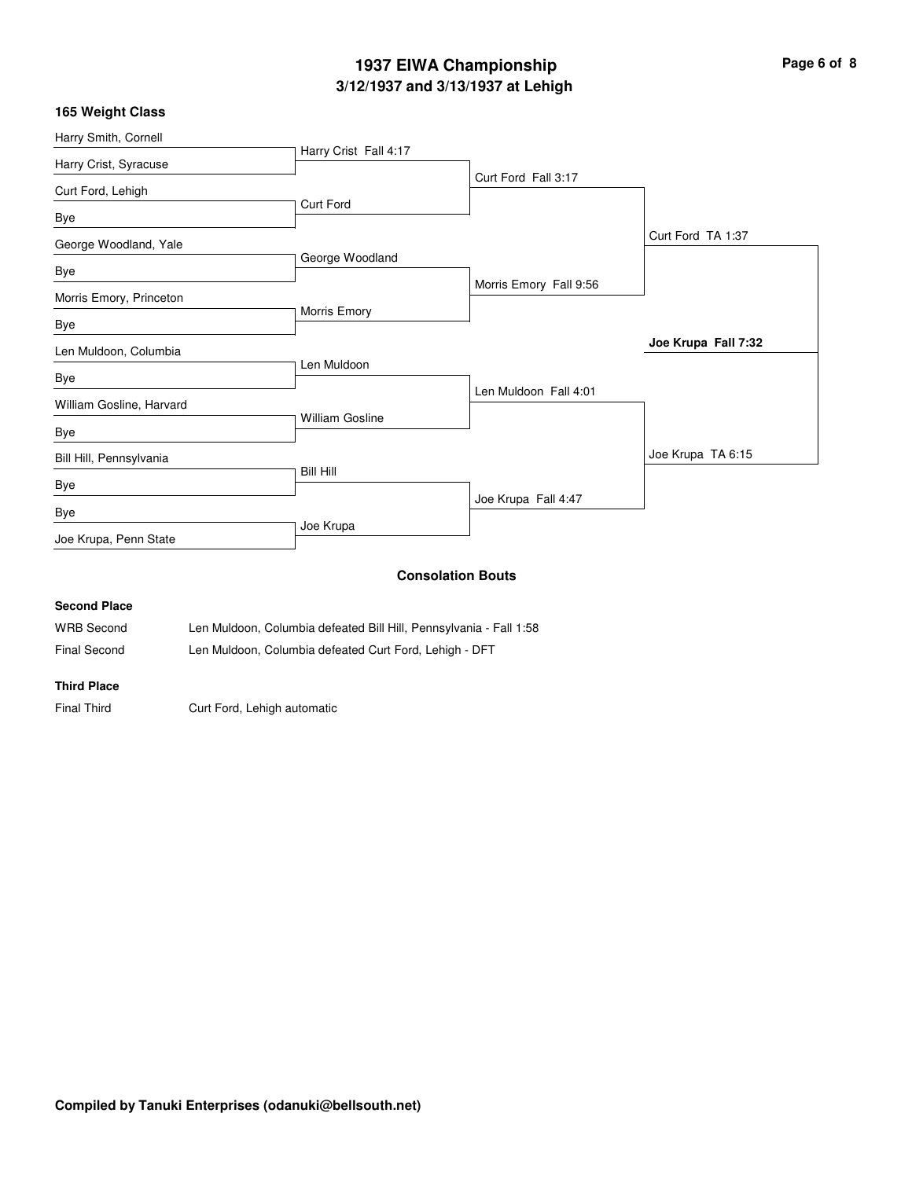# 1937 EIWA Championship
## 3/12/1937 and 3/13/1937 at Lehigh

### 165 Weight Class

**First Round**

| Wrestlers | Winner |
|---|---|
| Harry Smith, Cornell vs. Harry Crist, Syracuse | Harry Crist Fall 4:17 |
| Curt Ford, Lehigh vs. Bye | Curt Ford |
| George Woodland, Yale vs. Bye | George Woodland |
| Morris Emory, Princeton vs. Bye | Morris Emory |
| Len Muldoon, Columbia vs. Bye | Len Muldoon |
| William Gosline, Harvard vs. Bye | William Gosline |
| Bill Hill, Pennsylvania vs. Bye | Bill Hill |
| Bye vs. Joe Krupa, Penn State | Joe Krupa |

**Quarterfinals**

- Curt Ford Fall 3:17
- Morris Emory Fall 9:56
- Len Muldoon Fall 4:01
- Joe Krupa Fall 4:47

**Semifinals**

- Curt Ford TA 1:37
- Joe Krupa TA 6:15

**Final**

**Joe Krupa Fall 7:32**

### Consolation Bouts

**Second Place**

| | |
|---|---|
| WRB Second | Len Muldoon, Columbia defeated Bill Hill, Pennsylvania - Fall 1:58 |
| Final Second | Len Muldoon, Columbia defeated Curt Ford, Lehigh - DFT |

**Third Place**

| | |
|---|---|
| Final Third | Curt Ford, Lehigh automatic |

**Compiled by Tanuki Enterprises (odanuki@bellsouth.net)**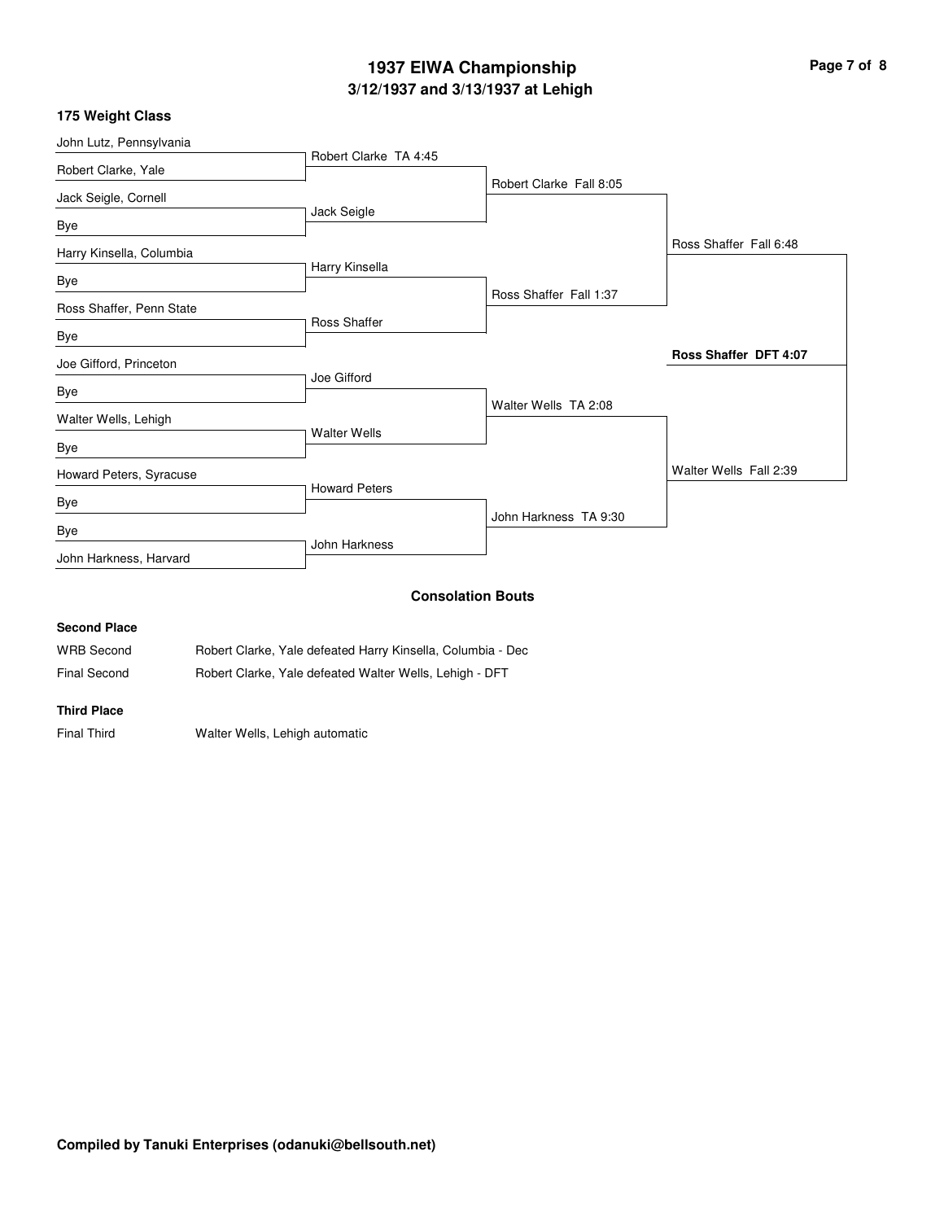# 1937 EIWA Championship

## 3/12/1937 and 3/13/1937 at Lehigh

### 175 Weight Class

| First Round | Quarterfinals | Semifinals | Finals |
| --- | --- | --- | --- |
| John Lutz, Pennsylvania | | | |
| Robert Clarke, Yale | Robert Clarke TA 4:45 | | |
| Jack Seigle, Cornell | | Robert Clarke Fall 8:05 | |
| Bye | Jack Seigle | | |
| Harry Kinsella, Columbia | | | Ross Shaffer Fall 6:48 |
| Bye | Harry Kinsella | | |
| Ross Shaffer, Penn State | | Ross Shaffer Fall 1:37 | |
| Bye | Ross Shaffer | | |
| Joe Gifford, Princeton | | | **Ross Shaffer DFT 4:07** |
| Bye | Joe Gifford | | |
| Walter Wells, Lehigh | | Walter Wells TA 2:08 | |
| Bye | Walter Wells | | |
| Howard Peters, Syracuse | | | Walter Wells Fall 2:39 |
| Bye | Howard Peters | | |
| Bye | | John Harkness TA 9:30 | |
| John Harkness, Harvard | John Harkness | | |

### Consolation Bouts

**Second Place**

| | |
| --- | --- |
| WRB Second | Robert Clarke, Yale defeated Harry Kinsella, Columbia - Dec |
| Final Second | Robert Clarke, Yale defeated Walter Wells, Lehigh - DFT |

**Third Place**

| | |
| --- | --- |
| Final Third | Walter Wells, Lehigh automatic |

**Compiled by Tanuki Enterprises (odanuki@bellsouth.net)**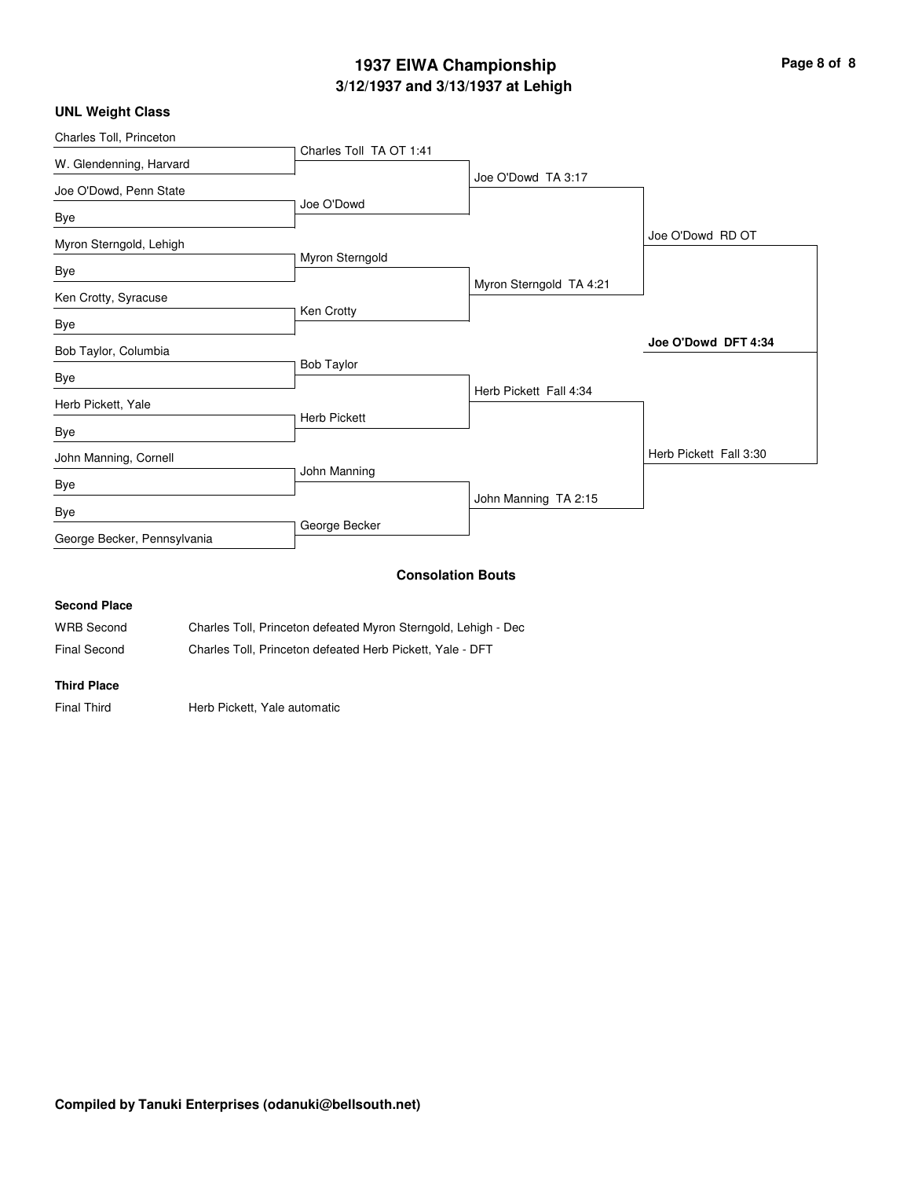# 1937 EIWA Championship

## 3/12/1937 and 3/13/1937 at Lehigh

### UNL Weight Class

**First Round**

- Charles Toll, Princeton vs. W. Glendenning, Harvard — Charles Toll TA OT 1:41
- Joe O'Dowd, Penn State vs. Bye — Joe O'Dowd
- Myron Sterngold, Lehigh vs. Bye — Myron Sterngold
- Ken Crotty, Syracuse vs. Bye — Ken Crotty
- Bob Taylor, Columbia vs. Bye — Bob Taylor
- Herb Pickett, Yale vs. Bye — Herb Pickett
- John Manning, Cornell vs. Bye — John Manning
- Bye vs. George Becker, Pennsylvania — George Becker

**Quarterfinals**

- Joe O'Dowd TA 3:17
- Myron Sterngold TA 4:21
- Herb Pickett Fall 4:34
- John Manning TA 2:15

**Semifinals**

- Joe O'Dowd RD OT
- Herb Pickett Fall 3:30

**Final**

- **Joe O'Dowd DFT 4:34**

### Consolation Bouts

**Second Place**

| | |
|---|---|
| WRB Second | Charles Toll, Princeton defeated Myron Sterngold, Lehigh - Dec |
| Final Second | Charles Toll, Princeton defeated Herb Pickett, Yale - DFT |

**Third Place**

| | |
|---|---|
| Final Third | Herb Pickett, Yale automatic |

**Compiled by Tanuki Enterprises (odanuki@bellsouth.net)**